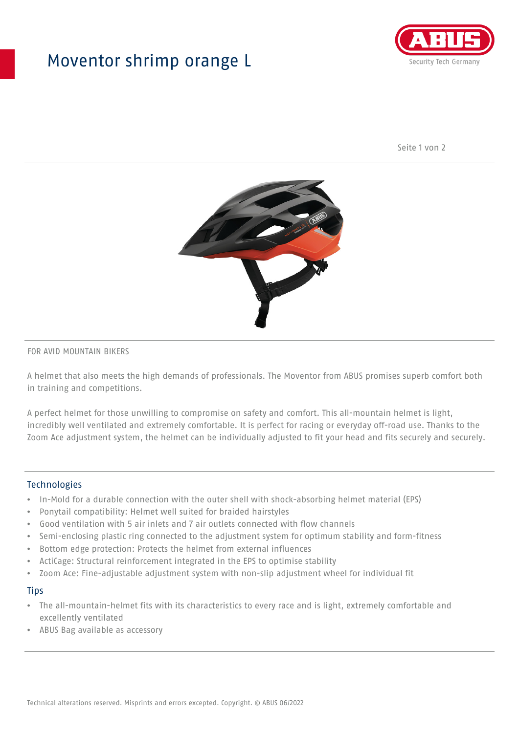# Moventor shrimp orange L

FOR AVID MOUNTAIN BIKERS

A helmet that also meets the high demands of professionals. The Moventor from ABUS promises superb comfort both in training and competitions.

A perfect helmet for those unwilling to compromise on safety and comfort. This all-mountain helmet is light, incredibly well ventilated and extremely comfortable. It is perfect for racing or everyday off-road use. Thanks to the Zoom Ace adjustment system, the helmet can be individually adjusted to fit your head and fits securely and securely.

## Technologies

- In-Mold for a durable connection with the outer shell with shock-absorbing helmet material (EPS)
- Ponytail compatibility: Helmet well suited for braided hairstyles
- Good ventilation with 5 air inlets and 7 air outlets connected with flow channels
- Semi-enclosing plastic ring connected to the adjustment system for optimum stability and form-fitness
- Bottom edge protection: Protects the helmet from external influences
- ActiCage: Structural reinforcement integrated in the EPS to optimise stability
- Zoom Ace: Fine-adjustable adjustment system with non-slip adjustment wheel for individual fit

## Tips

- The all-mountain-helmet fits with its characteristics to every race and is light, extremely comfortable and excellently ventilated
- ABUS Bag available as accessory

Technical alterations reserved. Misprints and errors excepted. Copyright. © ABUS 06/2022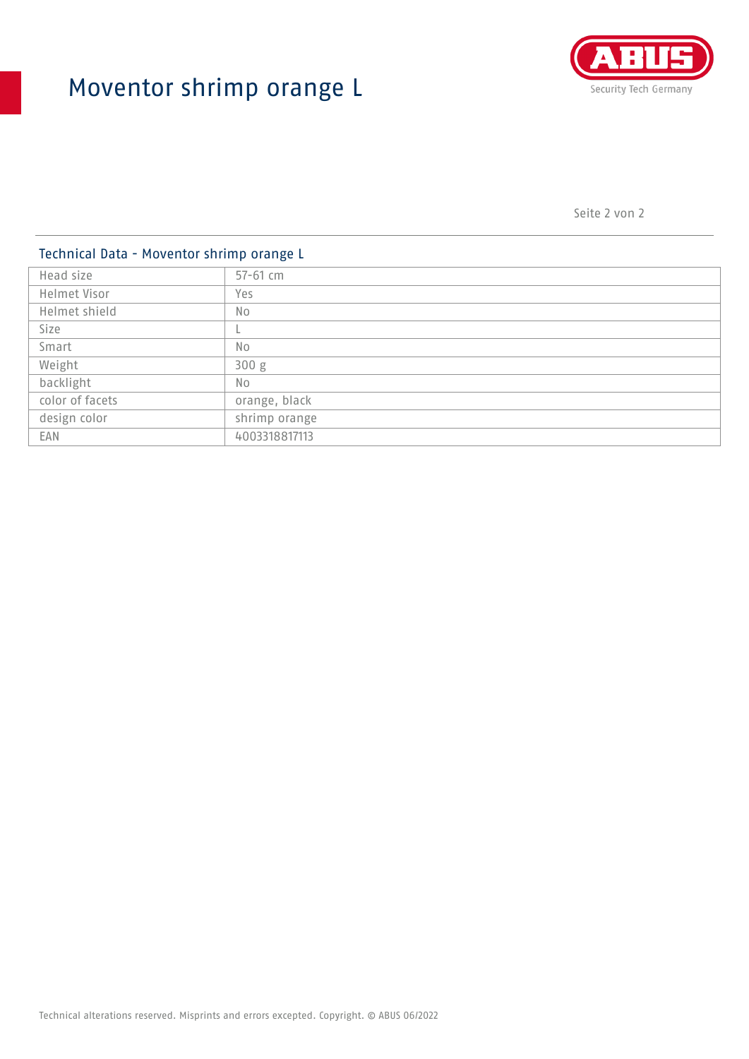# Moventor shrimp orange L

## Technical Data - Moventor shrimp orange L

| | |
|---|---|
| Head size | 57-61 cm |
| Helmet Visor | Yes |
| Helmet shield | No |
| Size | L |
| Smart | No |
| Weight | 300 g |
| backlight | No |
| color of facets | orange, black |
| design color | shrimp orange |
| EAN | 4003318817113 |

Technical alterations reserved. Misprints and errors excepted. Copyright. © ABUS 06/2022